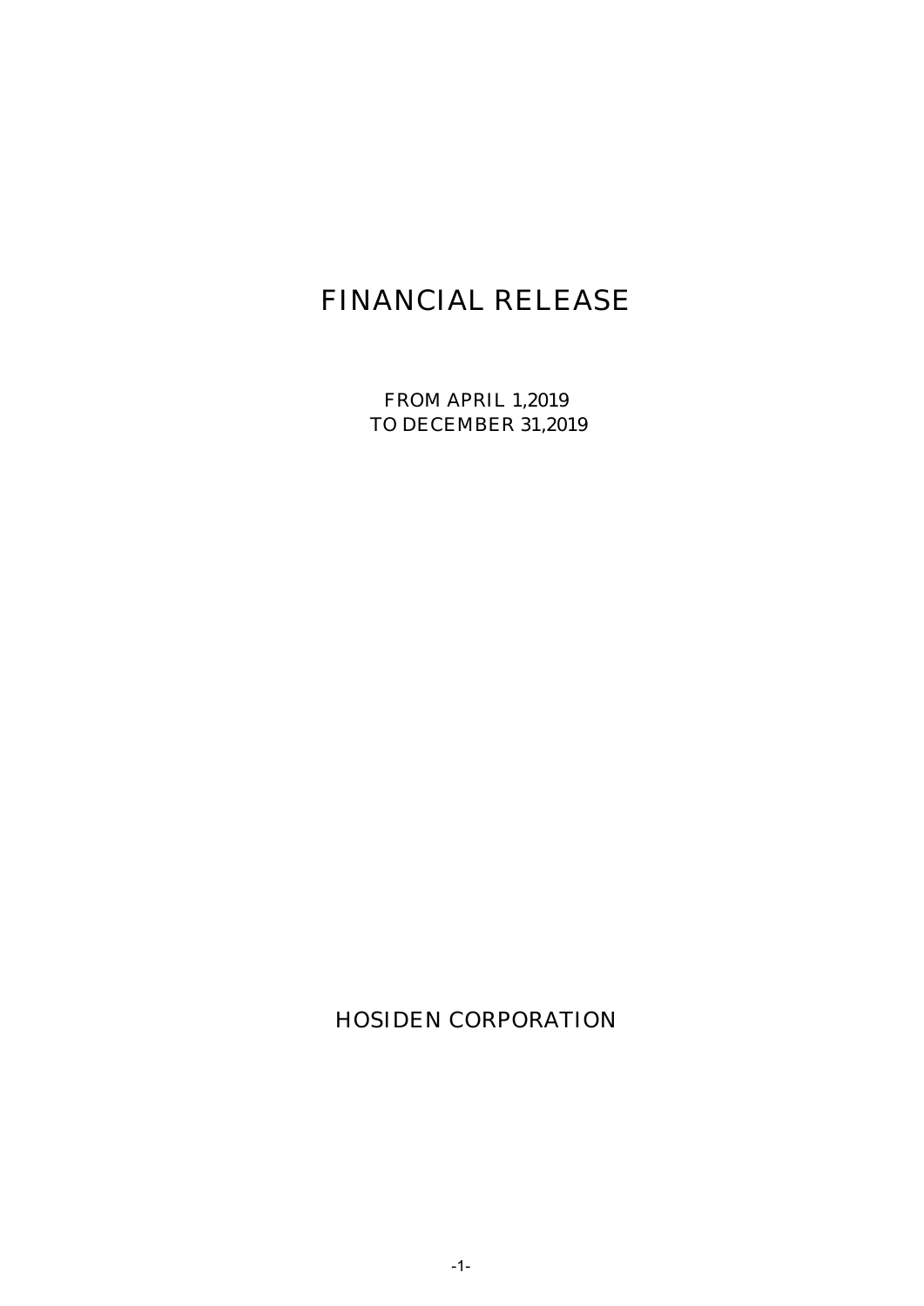# FINANCIAL RELEASE

FROM APRIL 1,2019
TO DECEMBER 31,2019

HOSIDEN CORPORATION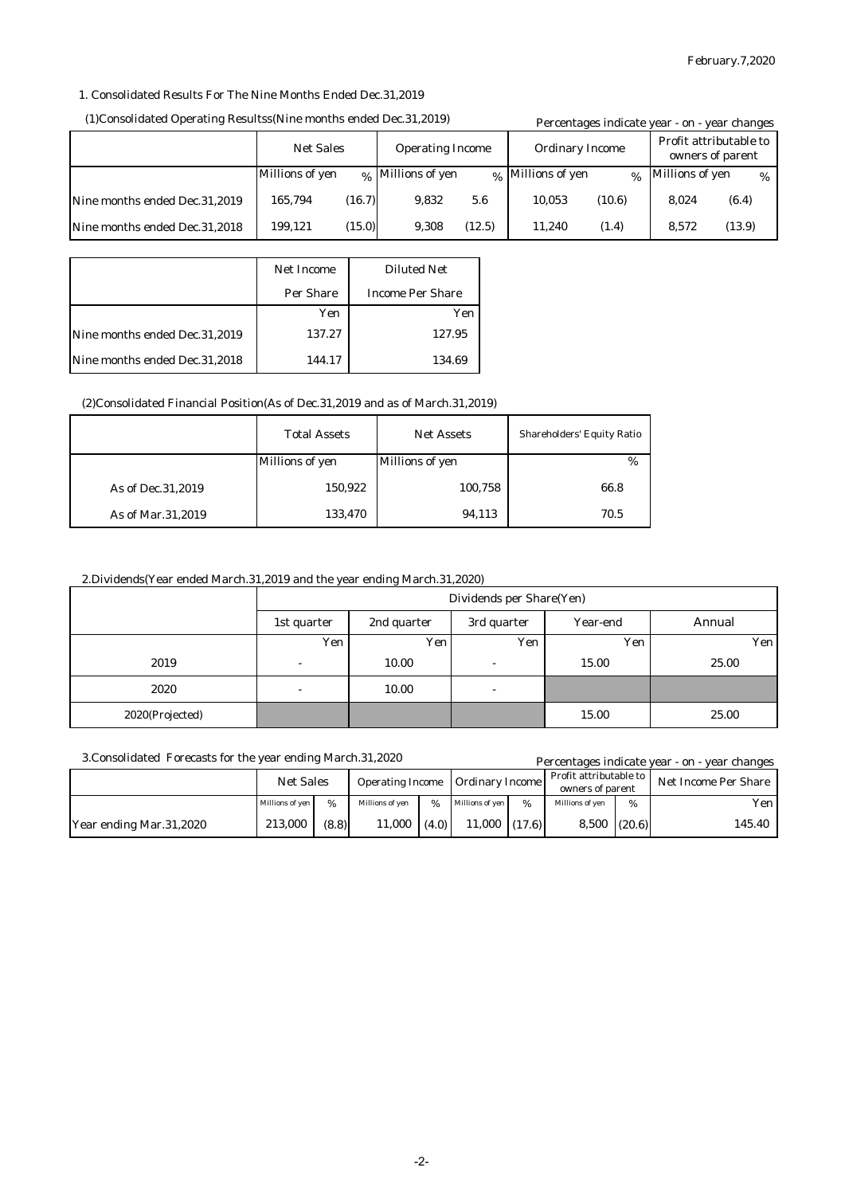February.7,2020

## 1. Consolidated Results For The Nine Months Ended Dec.31,2019

### (1)Consolidated Operating Resultss(Nine months ended Dec.31,2019)

Percentages indicate year - on - year changes

| | Net Sales | | Operating Income | | Ordinary Income | | Profit attributable to owners of parent | |
|---|---|---|---|---|---|---|---|---|
| | Millions of yen | % | Millions of yen | % | Millions of yen | % | Millions of yen | % |
| Nine months ended Dec.31,2019 | 165,794 | (16.7) | 9,832 | 5.6 | 10,053 | (10.6) | 8,024 | (6.4) |
| Nine months ended Dec.31,2018 | 199,121 | (15.0) | 9,308 | (12.5) | 11,240 | (1.4) | 8,572 | (13.9) |

| | Net Income Per Share | Diluted Net Income Per Share |
|---|---|---|
| | Yen | Yen |
| Nine months ended Dec.31,2019 | 137.27 | 127.95 |
| Nine months ended Dec.31,2018 | 144.17 | 134.69 |

### (2)Consolidated Financial Position(As of Dec.31,2019 and as of March.31,2019)

| | Total Assets | Net Assets | Shareholders' Equity Ratio |
|---|---|---|---|
| | Millions of yen | Millions of yen | % |
| As of Dec.31,2019 | 150,922 | 100,758 | 66.8 |
| As of Mar.31,2019 | 133,470 | 94,113 | 70.5 |

## 2.Dividends(Year ended March.31,2019 and the year ending March.31,2020)

| | Dividends per Share(Yen) | | | | |
|---|---|---|---|---|---|
| | 1st quarter | 2nd quarter | 3rd quarter | Year-end | Annual |
| | Yen | Yen | Yen | Yen | Yen |
| 2019 | - | 10.00 | - | 15.00 | 25.00 |
| 2020 | - | 10.00 | - | | |
| 2020(Projected) | | | | 15.00 | 25.00 |

## 3.Consolidated Forecasts for the year ending March.31,2020

Percentages indicate year - on - year changes

| | Net Sales | | Operating Income | | Ordinary Income | | Profit attributable to owners of parent | | Net Income Per Share |
|---|---|---|---|---|---|---|---|---|---|
| | Millions of yen | % | Millions of yen | % | Millions of yen | % | Millions of yen | % | Yen |
| Year ending Mar.31,2020 | 213,000 | (8.8) | 11,000 | (4.0) | 11,000 | (17.6) | 8,500 | (20.6) | 145.40 |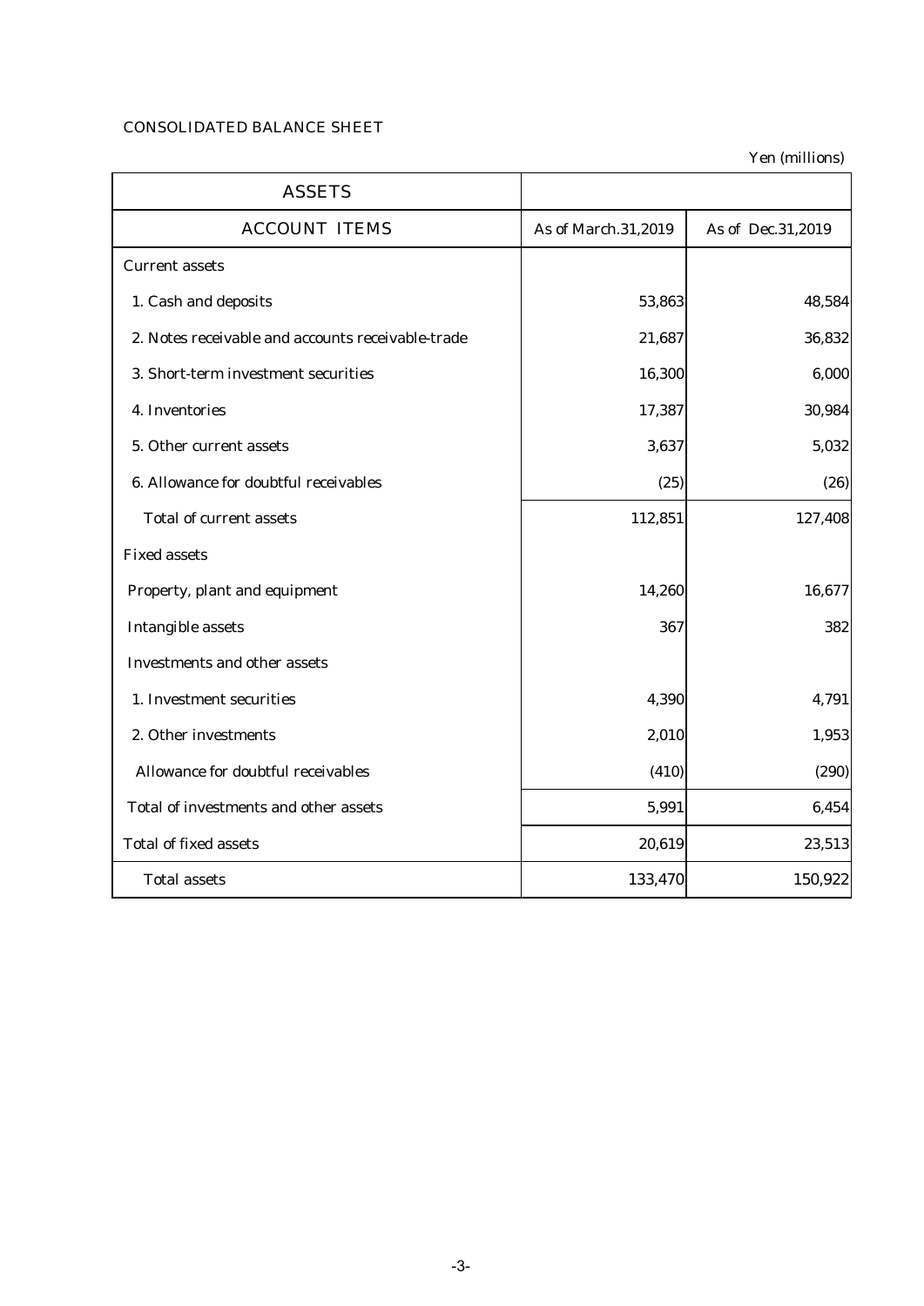CONSOLIDATED BALANCE SHEET

Yen (millions)

| ASSETS | | |
|---|---|---|
| ACCOUNT ITEMS | As of March.31,2019 | As of Dec.31,2019 |
| Current assets | | |
| 1. Cash and deposits | 53,863 | 48,584 |
| 2. Notes receivable and accounts receivable-trade | 21,687 | 36,832 |
| 3. Short-term investment securities | 16,300 | 6,000 |
| 4. Inventories | 17,387 | 30,984 |
| 5. Other current assets | 3,637 | 5,032 |
| 6. Allowance for doubtful receivables | (25) | (26) |
| Total of current assets | 112,851 | 127,408 |
| Fixed assets | | |
| Property, plant and equipment | 14,260 | 16,677 |
| Intangible assets | 367 | 382 |
| Investments and other assets | | |
| 1. Investment securities | 4,390 | 4,791 |
| 2. Other investments | 2,010 | 1,953 |
| Allowance for doubtful receivables | (410) | (290) |
| Total of investments and other assets | 5,991 | 6,454 |
| Total of fixed assets | 20,619 | 23,513 |
| Total assets | 133,470 | 150,922 |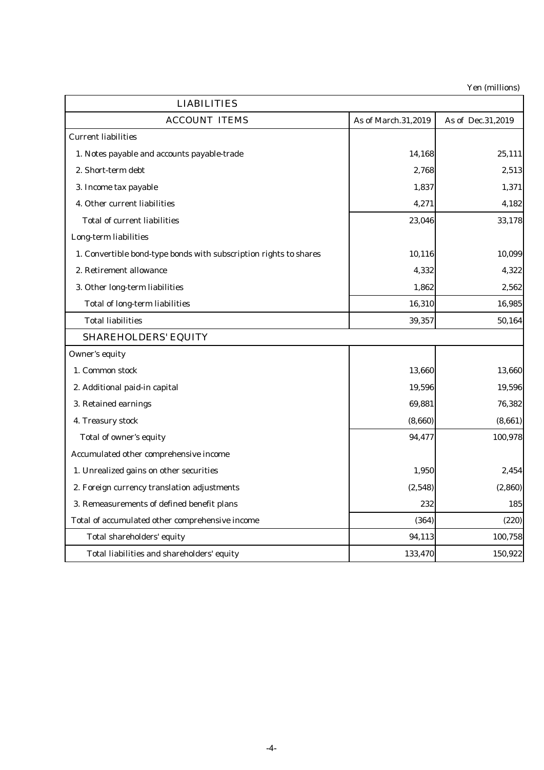Yen (millions)

| LIABILITIES | | |
|---|---|---|
| ACCOUNT ITEMS | As of March.31,2019 | As of Dec.31,2019 |
| Current liabilities | | |
| 1. Notes payable and accounts payable-trade | 14,168 | 25,111 |
| 2. Short-term debt | 2,768 | 2,513 |
| 3. Income tax payable | 1,837 | 1,371 |
| 4. Other current liabilities | 4,271 | 4,182 |
| Total of current liabilities | 23,046 | 33,178 |
| Long-term liabilities | | |
| 1. Convertible bond-type bonds with subscription rights to shares | 10,116 | 10,099 |
| 2. Retirement allowance | 4,332 | 4,322 |
| 3. Other long-term liabilities | 1,862 | 2,562 |
| Total of long-term liabilities | 16,310 | 16,985 |
| Total liabilities | 39,357 | 50,164 |
| SHAREHOLDERS' EQUITY | | |
| Owner's equity | | |
| 1. Common stock | 13,660 | 13,660 |
| 2. Additional paid-in capital | 19,596 | 19,596 |
| 3. Retained earnings | 69,881 | 76,382 |
| 4. Treasury stock | (8,660) | (8,661) |
| Total of owner's equity | 94,477 | 100,978 |
| Accumulated other comprehensive income | | |
| 1. Unrealized gains on other securities | 1,950 | 2,454 |
| 2. Foreign currency translation adjustments | (2,548) | (2,860) |
| 3. Remeasurements of defined benefit plans | 232 | 185 |
| Total of accumulated other comprehensive income | (364) | (220) |
| Total shareholders' equity | 94,113 | 100,758 |
| Total liabilities and shareholders' equity | 133,470 | 150,922 |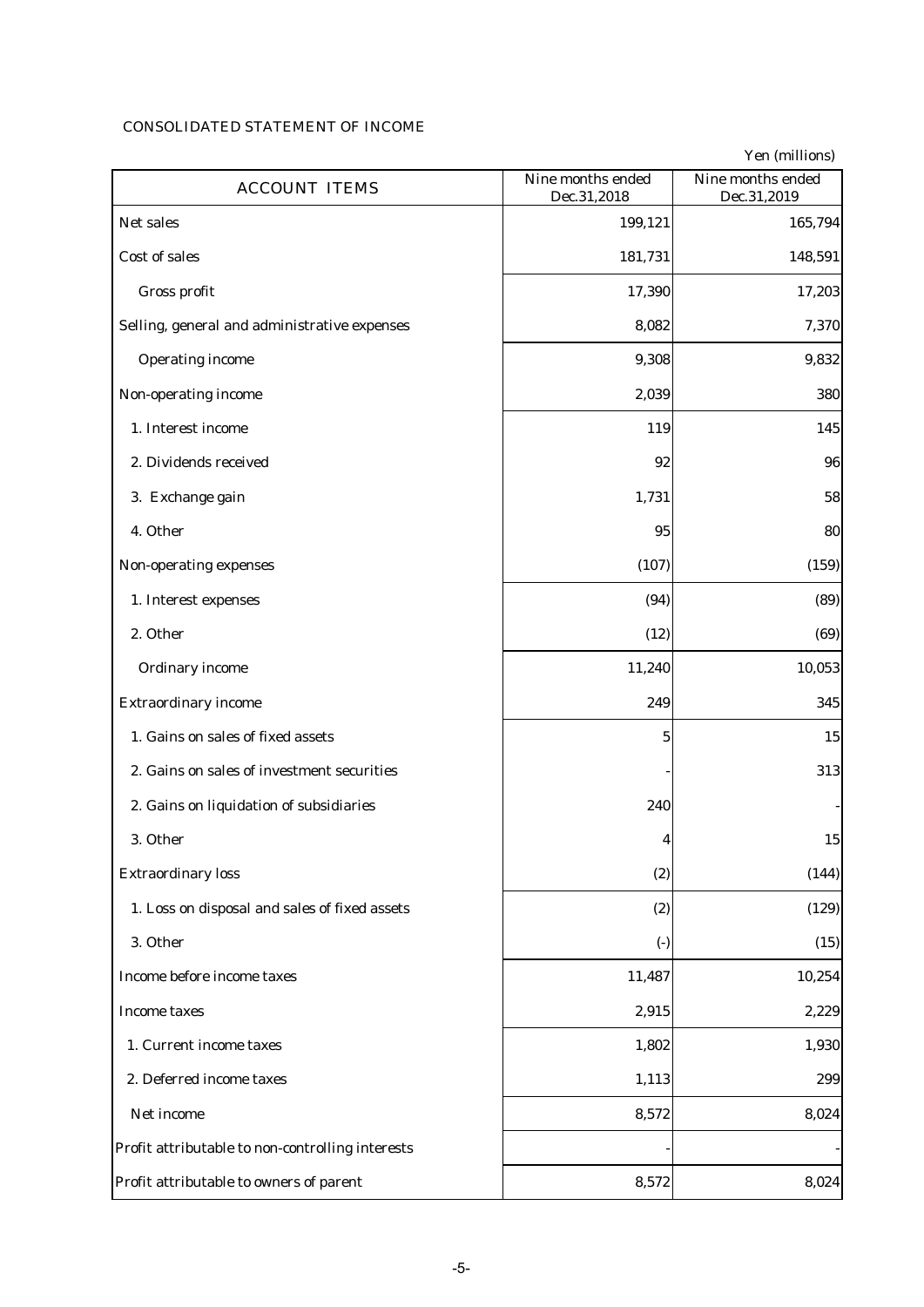CONSOLIDATED STATEMENT OF INCOME

Yen (millions)

| ACCOUNT ITEMS | Nine months ended Dec.31,2018 | Nine months ended Dec.31,2019 |
|---|---|---|
| Net sales | 199,121 | 165,794 |
| Cost of sales | 181,731 | 148,591 |
| Gross profit | 17,390 | 17,203 |
| Selling, general and administrative expenses | 8,082 | 7,370 |
| Operating income | 9,308 | 9,832 |
| Non-operating income | 2,039 | 380 |
| 1. Interest income | 119 | 145 |
| 2. Dividends received | 92 | 96 |
| 3. Exchange gain | 1,731 | 58 |
| 4. Other | 95 | 80 |
| Non-operating expenses | (107) | (159) |
| 1. Interest expenses | (94) | (89) |
| 2. Other | (12) | (69) |
| Ordinary income | 11,240 | 10,053 |
| Extraordinary income | 249 | 345 |
| 1. Gains on sales of fixed assets | 5 | 15 |
| 2. Gains on sales of investment securities | - | 313 |
| 2. Gains on liquidation of subsidiaries | 240 | - |
| 3. Other | 4 | 15 |
| Extraordinary loss | (2) | (144) |
| 1. Loss on disposal and sales of fixed assets | (2) | (129) |
| 3. Other | (-) | (15) |
| Income before income taxes | 11,487 | 10,254 |
| Income taxes | 2,915 | 2,229 |
| 1. Current income taxes | 1,802 | 1,930 |
| 2. Deferred income taxes | 1,113 | 299 |
| Net income | 8,572 | 8,024 |
| Profit attributable to non-controlling interests | - | - |
| Profit attributable to owners of parent | 8,572 | 8,024 |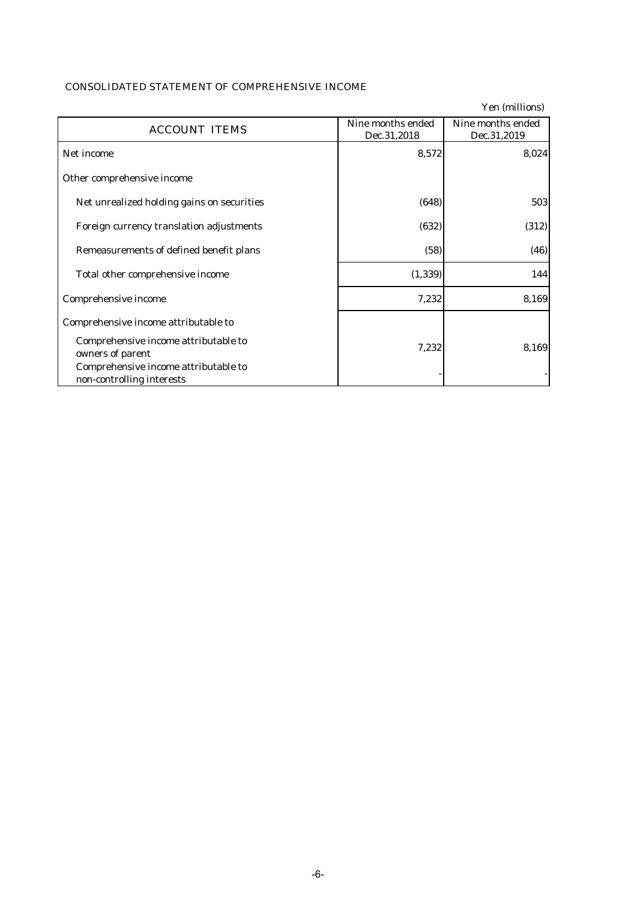CONSOLIDATED STATEMENT OF COMPREHENSIVE INCOME

Yen (millions)

| ACCOUNT ITEMS | Nine months ended Dec.31,2018 | Nine months ended Dec.31,2019 |
|---|---|---|
| Net income | 8,572 | 8,024 |
| Other comprehensive income | | |
| Net unrealized holding gains on securities | (648) | 503 |
| Foreign currency translation adjustments | (632) | (312) |
| Remeasurements of defined benefit plans | (58) | (46) |
| Total other comprehensive income | (1,339) | 144 |
| Comprehensive income | 7,232 | 8,169 |
| Comprehensive income attributable to | | |
| Comprehensive income attributable to owners of parent | 7,232 | 8,169 |
| Comprehensive income attributable to non-controlling interests | - | - |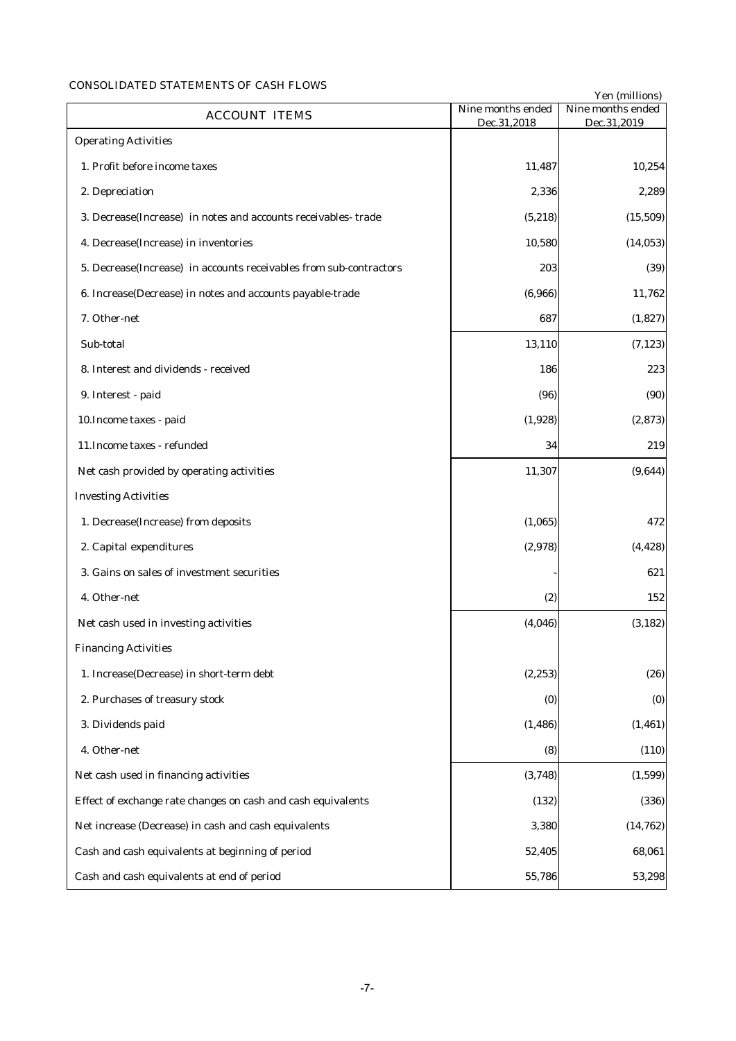CONSOLIDATED STATEMENTS OF CASH FLOWS

Yen (millions)

| ACCOUNT ITEMS | Nine months ended Dec.31,2018 | Nine months ended Dec.31,2019 |
|---|---|---|
| Operating Activities | | |
| 1. Profit before income taxes | 11,487 | 10,254 |
| 2. Depreciation | 2,336 | 2,289 |
| 3. Decrease(Increase) in notes and accounts receivables- trade | (5,218) | (15,509) |
| 4. Decrease(Increase) in inventories | 10,580 | (14,053) |
| 5. Decrease(Increase) in accounts receivables from sub-contractors | 203 | (39) |
| 6. Increase(Decrease) in notes and accounts payable-trade | (6,966) | 11,762 |
| 7. Other-net | 687 | (1,827) |
| Sub-total | 13,110 | (7,123) |
| 8. Interest and dividends - received | 186 | 223 |
| 9. Interest - paid | (96) | (90) |
| 10.Income taxes - paid | (1,928) | (2,873) |
| 11.Income taxes - refunded | 34 | 219 |
| Net cash provided by operating activities | 11,307 | (9,644) |
| Investing Activities | | |
| 1. Decrease(Increase) from deposits | (1,065) | 472 |
| 2. Capital expenditures | (2,978) | (4,428) |
| 3. Gains on sales of investment securities | - | 621 |
| 4. Other-net | (2) | 152 |
| Net cash used in investing activities | (4,046) | (3,182) |
| Financing Activities | | |
| 1. Increase(Decrease) in short-term debt | (2,253) | (26) |
| 2. Purchases of treasury stock | (0) | (0) |
| 3. Dividends paid | (1,486) | (1,461) |
| 4. Other-net | (8) | (110) |
| Net cash used in financing activities | (3,748) | (1,599) |
| Effect of exchange rate changes on cash and cash equivalents | (132) | (336) |
| Net increase (Decrease) in cash and cash equivalents | 3,380 | (14,762) |
| Cash and cash equivalents at beginning of period | 52,405 | 68,061 |
| Cash and cash equivalents at end of period | 55,786 | 53,298 |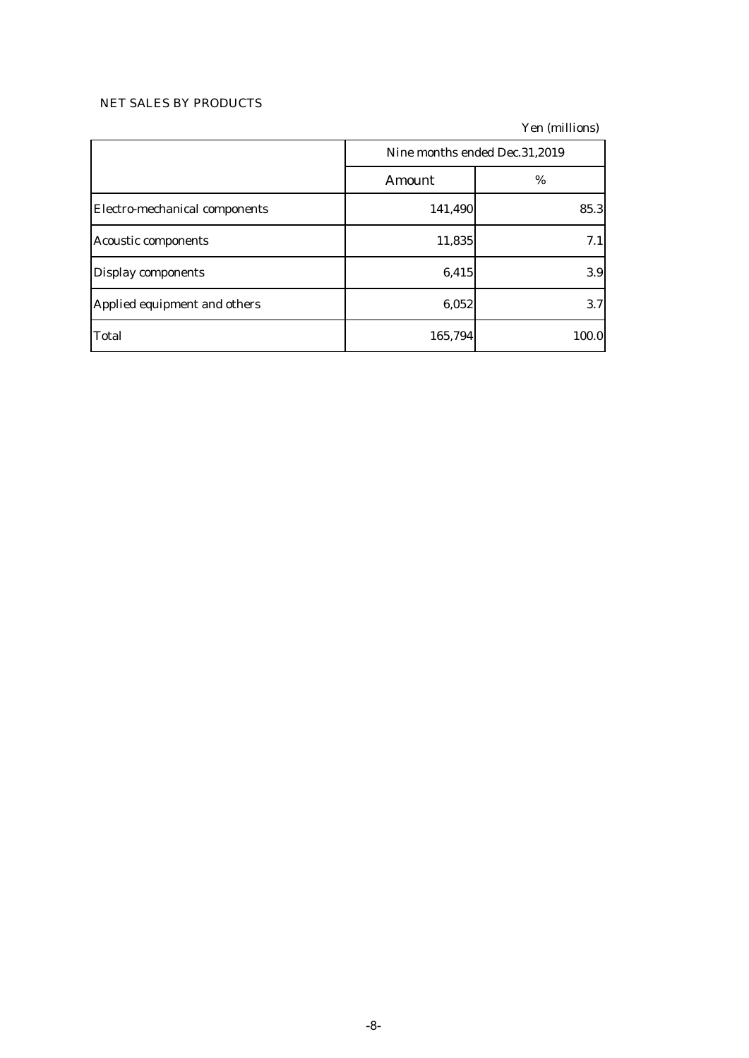NET SALES BY PRODUCTS

Yen (millions)

| | Nine months ended Dec.31,2019 | |
|---|---|---|
| | Amount | % |
| Electro-mechanical components | 141,490 | 85.3 |
| Acoustic components | 11,835 | 7.1 |
| Display components | 6,415 | 3.9 |
| Applied equipment and others | 6,052 | 3.7 |
| Total | 165,794 | 100.0 |